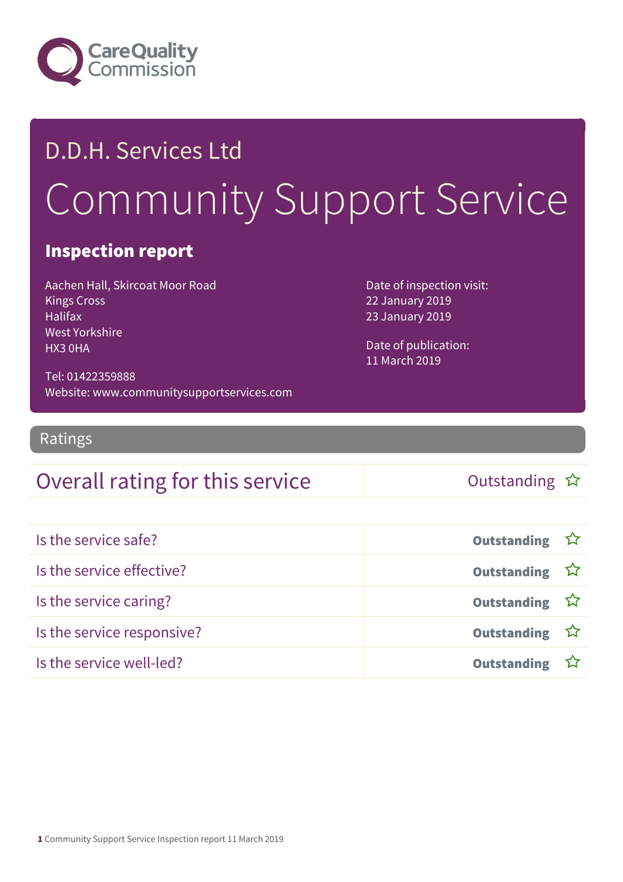D.D.H. Services Ltd

# Community Support Service

## Inspection report

Aachen Hall, Skircoat Moor Road
Kings Cross
Halifax
West Yorkshire
HX3 0HA

Tel: 01422359888
Website: www.communitysupportservices.com

Date of inspection visit:
22 January 2019
23 January 2019

Date of publication:
11 March 2019

## Ratings

| Overall rating for this service | Outstanding ☆ |
|---|---|

| | |
|---|---|
| Is the service safe? | **Outstanding** ☆ |
| Is the service effective? | **Outstanding** ☆ |
| Is the service caring? | **Outstanding** ☆ |
| Is the service responsive? | **Outstanding** ☆ |
| Is the service well-led? | **Outstanding** ☆ |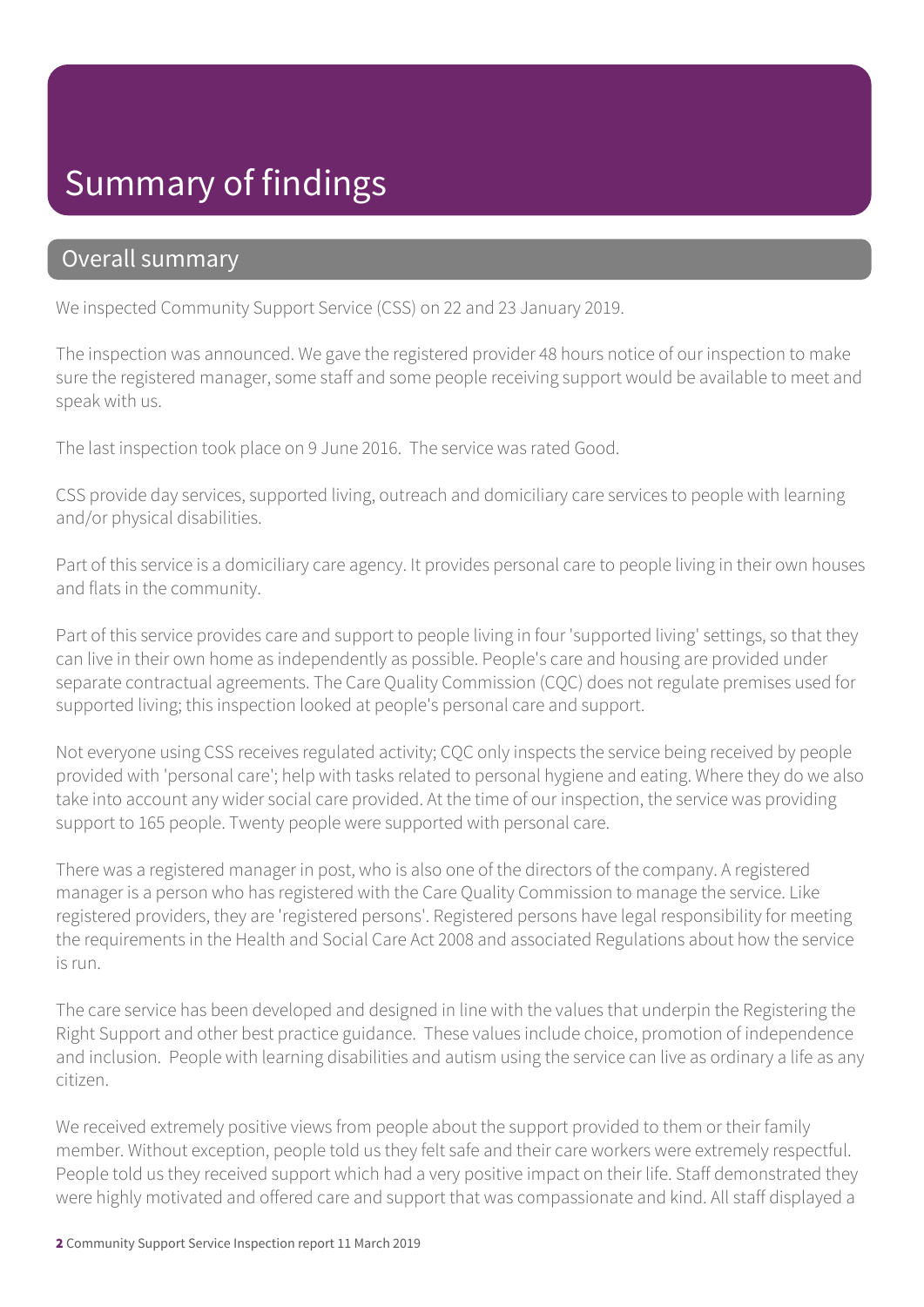# Summary of findings

## Overall summary

We inspected Community Support Service (CSS) on 22 and 23 January 2019.

The inspection was announced. We gave the registered provider 48 hours notice of our inspection to make sure the registered manager, some staff and some people receiving support would be available to meet and speak with us.

The last inspection took place on 9 June 2016. The service was rated Good.

CSS provide day services, supported living, outreach and domiciliary care services to people with learning and/or physical disabilities.

Part of this service is a domiciliary care agency. It provides personal care to people living in their own houses and flats in the community.

Part of this service provides care and support to people living in four 'supported living' settings, so that they can live in their own home as independently as possible. People's care and housing are provided under separate contractual agreements. The Care Quality Commission (CQC) does not regulate premises used for supported living; this inspection looked at people's personal care and support.

Not everyone using CSS receives regulated activity; CQC only inspects the service being received by people provided with 'personal care'; help with tasks related to personal hygiene and eating. Where they do we also take into account any wider social care provided. At the time of our inspection, the service was providing support to 165 people. Twenty people were supported with personal care.

There was a registered manager in post, who is also one of the directors of the company. A registered manager is a person who has registered with the Care Quality Commission to manage the service. Like registered providers, they are 'registered persons'. Registered persons have legal responsibility for meeting the requirements in the Health and Social Care Act 2008 and associated Regulations about how the service is run.

The care service has been developed and designed in line with the values that underpin the Registering the Right Support and other best practice guidance. These values include choice, promotion of independence and inclusion. People with learning disabilities and autism using the service can live as ordinary a life as any citizen.

We received extremely positive views from people about the support provided to them or their family member. Without exception, people told us they felt safe and their care workers were extremely respectful. People told us they received support which had a very positive impact on their life. Staff demonstrated they were highly motivated and offered care and support that was compassionate and kind. All staff displayed a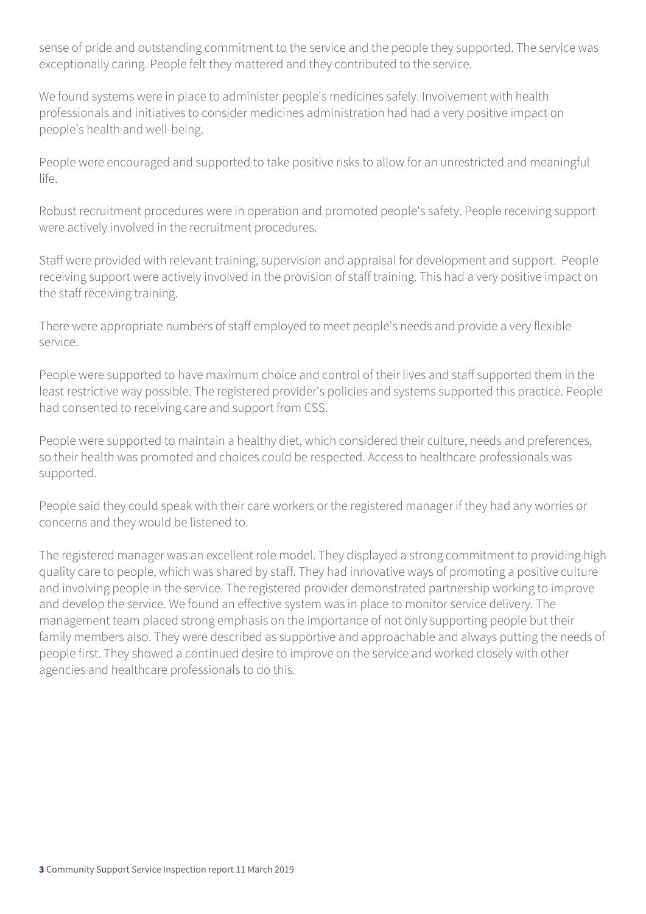sense of pride and outstanding commitment to the service and the people they supported. The service was exceptionally caring. People felt they mattered and they contributed to the service.

We found systems were in place to administer people's medicines safely. Involvement with health professionals and initiatives to consider medicines administration had had a very positive impact on people's health and well-being.

People were encouraged and supported to take positive risks to allow for an unrestricted and meaningful life.

Robust recruitment procedures were in operation and promoted people's safety. People receiving support were actively involved in the recruitment procedures.

Staff were provided with relevant training, supervision and appraisal for development and support. People receiving support were actively involved in the provision of staff training. This had a very positive impact on the staff receiving training.

There were appropriate numbers of staff employed to meet people's needs and provide a very flexible service.

People were supported to have maximum choice and control of their lives and staff supported them in the least restrictive way possible. The registered provider's policies and systems supported this practice. People had consented to receiving care and support from CSS.

People were supported to maintain a healthy diet, which considered their culture, needs and preferences, so their health was promoted and choices could be respected. Access to healthcare professionals was supported.

People said they could speak with their care workers or the registered manager if they had any worries or concerns and they would be listened to.

The registered manager was an excellent role model. They displayed a strong commitment to providing high quality care to people, which was shared by staff. They had innovative ways of promoting a positive culture and involving people in the service. The registered provider demonstrated partnership working to improve and develop the service. We found an effective system was in place to monitor service delivery. The management team placed strong emphasis on the importance of not only supporting people but their family members also. They were described as supportive and approachable and always putting the needs of people first. They showed a continued desire to improve on the service and worked closely with other agencies and healthcare professionals to do this.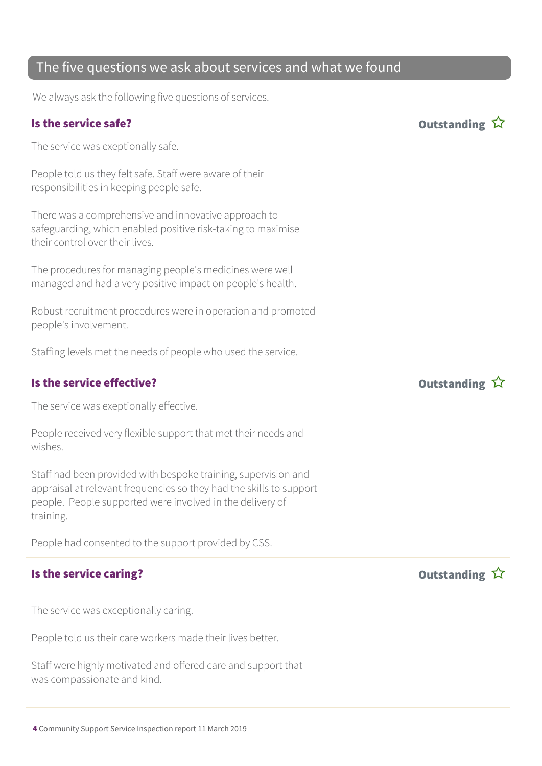## The five questions we ask about services and what we found

We always ask the following five questions of services.

### Is the service safe?

**Outstanding** ☆

The service was exceptionally safe.

People told us they felt safe. Staff were aware of their responsibilities in keeping people safe.

There was a comprehensive and innovative approach to safeguarding, which enabled positive risk-taking to maximise their control over their lives.

The procedures for managing people's medicines were well managed and had a very positive impact on people's health.

Robust recruitment procedures were in operation and promoted people's involvement.

Staffing levels met the needs of people who used the service.

### Is the service effective?

**Outstanding** ☆

The service was exceptionally effective.

People received very flexible support that met their needs and wishes.

Staff had been provided with bespoke training, supervision and appraisal at relevant frequencies so they had the skills to support people. People supported were involved in the delivery of training.

People had consented to the support provided by CSS.

### Is the service caring?

**Outstanding** ☆

The service was exceptionally caring.

People told us their care workers made their lives better.

Staff were highly motivated and offered care and support that was compassionate and kind.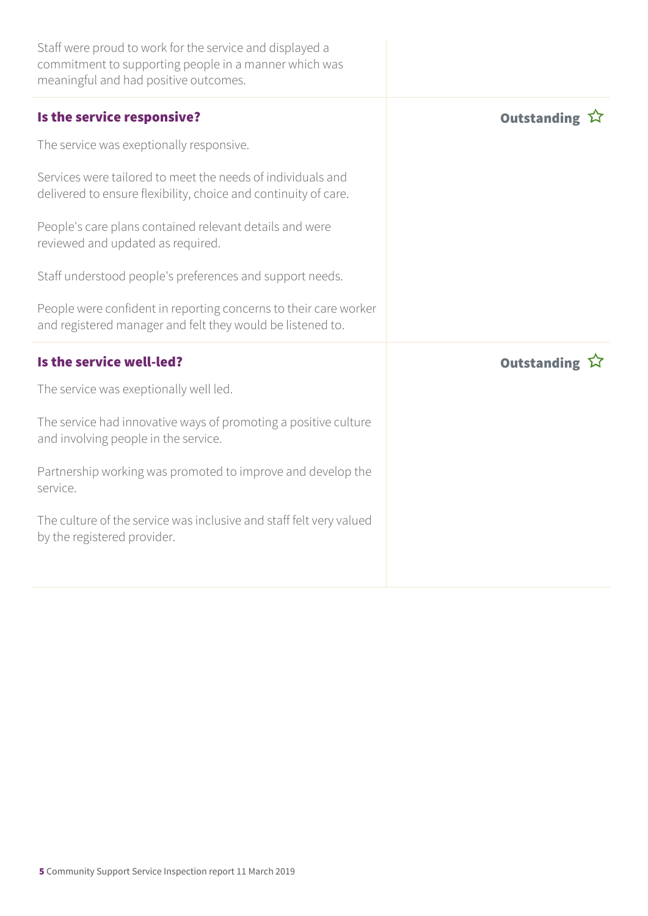Staff were proud to work for the service and displayed a commitment to supporting people in a manner which was meaningful and had positive outcomes.

### Is the service responsive?

**Outstanding** ☆

The service was exeptionally responsive.

Services were tailored to meet the needs of individuals and delivered to ensure flexibility, choice and continuity of care.

People's care plans contained relevant details and were reviewed and updated as required.

Staff understood people's preferences and support needs.

People were confident in reporting concerns to their care worker and registered manager and felt they would be listened to.

### Is the service well-led?

**Outstanding** ☆

The service was exeptionally well led.

The service had innovative ways of promoting a positive culture and involving people in the service.

Partnership working was promoted to improve and develop the service.

The culture of the service was inclusive and staff felt very valued by the registered provider.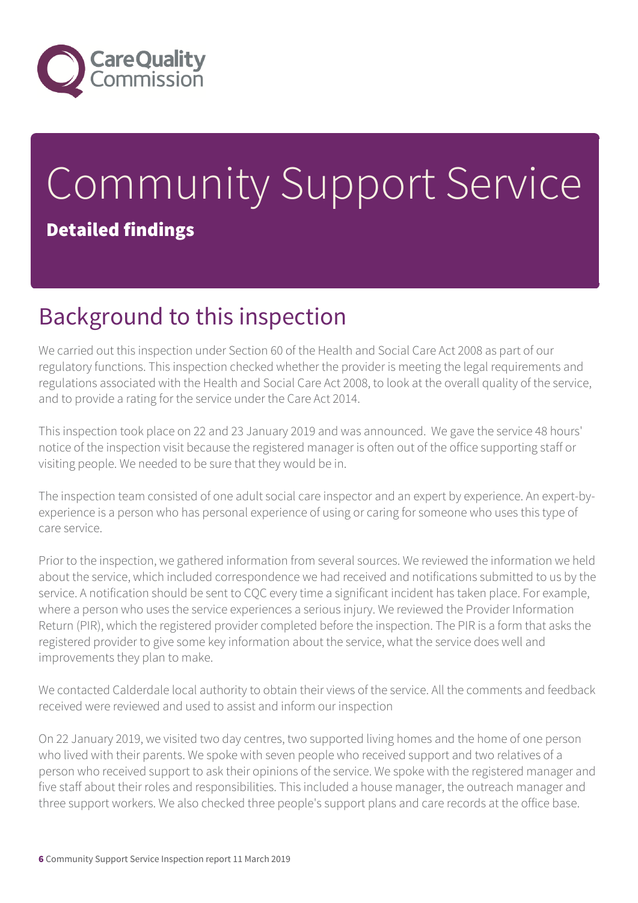# Community Support Service

**Detailed findings**

## Background to this inspection

We carried out this inspection under Section 60 of the Health and Social Care Act 2008 as part of our regulatory functions. This inspection checked whether the provider is meeting the legal requirements and regulations associated with the Health and Social Care Act 2008, to look at the overall quality of the service, and to provide a rating for the service under the Care Act 2014.

This inspection took place on 22 and 23 January 2019 and was announced. We gave the service 48 hours' notice of the inspection visit because the registered manager is often out of the office supporting staff or visiting people. We needed to be sure that they would be in.

The inspection team consisted of one adult social care inspector and an expert by experience. An expert-by-experience is a person who has personal experience of using or caring for someone who uses this type of care service.

Prior to the inspection, we gathered information from several sources. We reviewed the information we held about the service, which included correspondence we had received and notifications submitted to us by the service. A notification should be sent to CQC every time a significant incident has taken place. For example, where a person who uses the service experiences a serious injury. We reviewed the Provider Information Return (PIR), which the registered provider completed before the inspection. The PIR is a form that asks the registered provider to give some key information about the service, what the service does well and improvements they plan to make.

We contacted Calderdale local authority to obtain their views of the service. All the comments and feedback received were reviewed and used to assist and inform our inspection

On 22 January 2019, we visited two day centres, two supported living homes and the home of one person who lived with their parents. We spoke with seven people who received support and two relatives of a person who received support to ask their opinions of the service. We spoke with the registered manager and five staff about their roles and responsibilities. This included a house manager, the outreach manager and three support workers. We also checked three people's support plans and care records at the office base.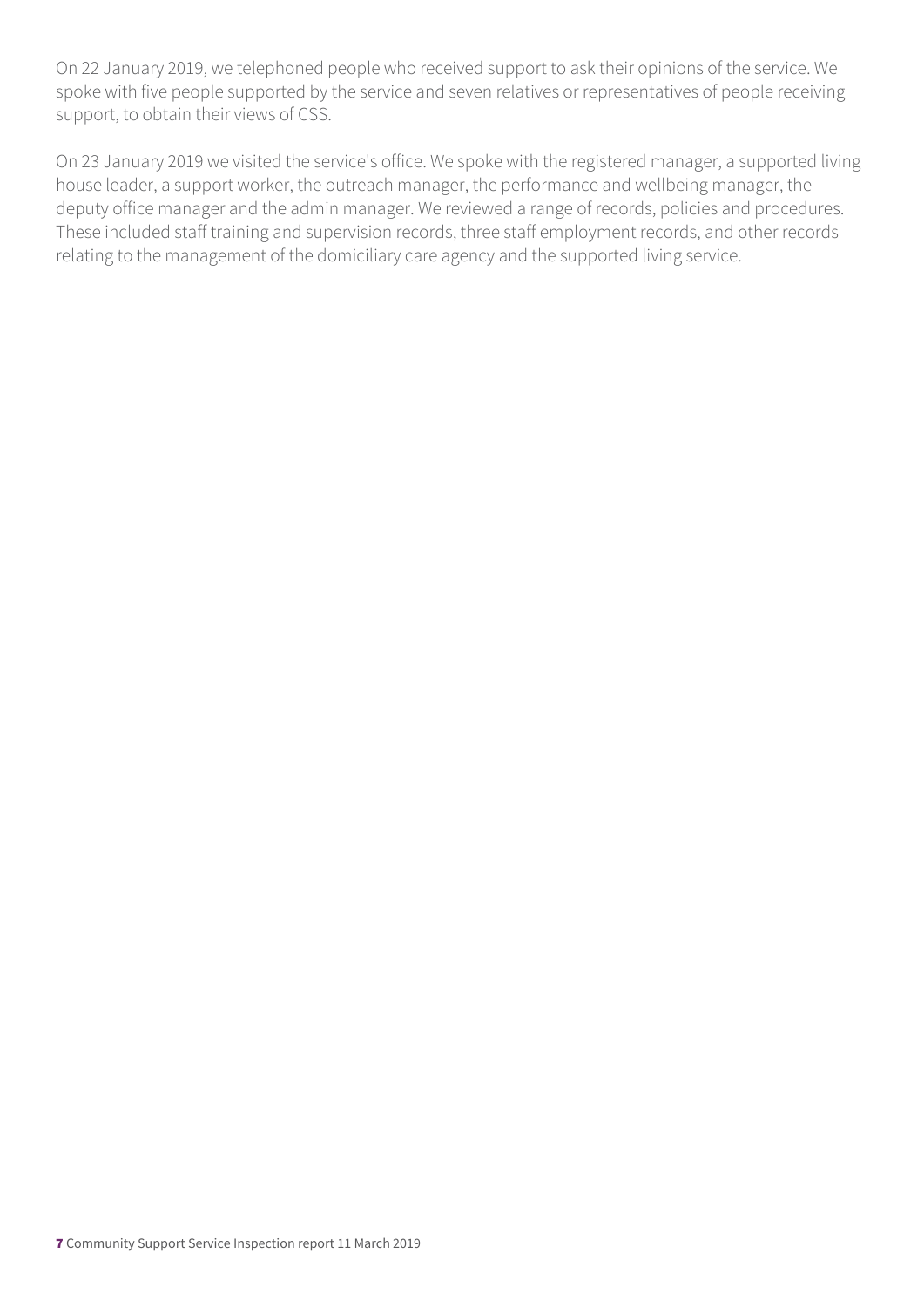On 22 January 2019, we telephoned people who received support to ask their opinions of the service. We spoke with five people supported by the service and seven relatives or representatives of people receiving support, to obtain their views of CSS.

On 23 January 2019 we visited the service's office. We spoke with the registered manager, a supported living house leader, a support worker, the outreach manager, the performance and wellbeing manager, the deputy office manager and the admin manager. We reviewed a range of records, policies and procedures. These included staff training and supervision records, three staff employment records, and other records relating to the management of the domiciliary care agency and the supported living service.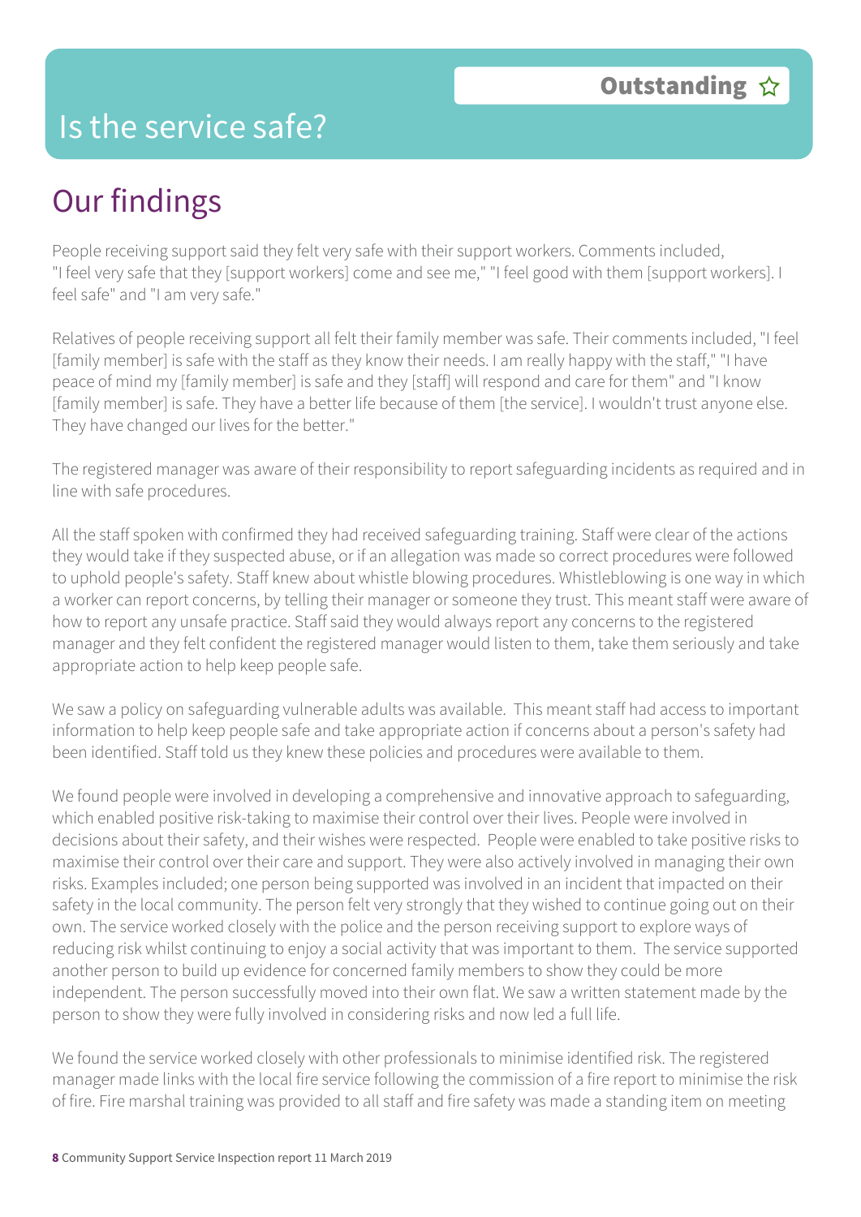# Is the service safe?

**Outstanding ☆**

## Our findings

People receiving support said they felt very safe with their support workers. Comments included, "I feel very safe that they [support workers] come and see me," "I feel good with them [support workers]. I feel safe" and "I am very safe."

Relatives of people receiving support all felt their family member was safe. Their comments included, "I feel [family member] is safe with the staff as they know their needs. I am really happy with the staff," "I have peace of mind my [family member] is safe and they [staff] will respond and care for them" and "I know [family member] is safe. They have a better life because of them [the service]. I wouldn't trust anyone else. They have changed our lives for the better."

The registered manager was aware of their responsibility to report safeguarding incidents as required and in line with safe procedures.

All the staff spoken with confirmed they had received safeguarding training. Staff were clear of the actions they would take if they suspected abuse, or if an allegation was made so correct procedures were followed to uphold people's safety. Staff knew about whistle blowing procedures. Whistleblowing is one way in which a worker can report concerns, by telling their manager or someone they trust. This meant staff were aware of how to report any unsafe practice. Staff said they would always report any concerns to the registered manager and they felt confident the registered manager would listen to them, take them seriously and take appropriate action to help keep people safe.

We saw a policy on safeguarding vulnerable adults was available. This meant staff had access to important information to help keep people safe and take appropriate action if concerns about a person's safety had been identified. Staff told us they knew these policies and procedures were available to them.

We found people were involved in developing a comprehensive and innovative approach to safeguarding, which enabled positive risk-taking to maximise their control over their lives. People were involved in decisions about their safety, and their wishes were respected. People were enabled to take positive risks to maximise their control over their care and support. They were also actively involved in managing their own risks. Examples included; one person being supported was involved in an incident that impacted on their safety in the local community. The person felt very strongly that they wished to continue going out on their own. The service worked closely with the police and the person receiving support to explore ways of reducing risk whilst continuing to enjoy a social activity that was important to them. The service supported another person to build up evidence for concerned family members to show they could be more independent. The person successfully moved into their own flat. We saw a written statement made by the person to show they were fully involved in considering risks and now led a full life.

We found the service worked closely with other professionals to minimise identified risk. The registered manager made links with the local fire service following the commission of a fire report to minimise the risk of fire. Fire marshal training was provided to all staff and fire safety was made a standing item on meeting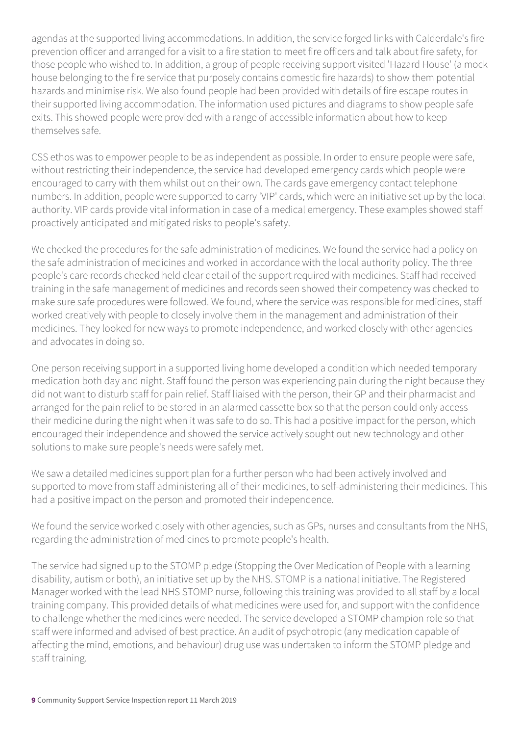agendas at the supported living accommodations. In addition, the service forged links with Calderdale's fire prevention officer and arranged for a visit to a fire station to meet fire officers and talk about fire safety, for those people who wished to. In addition, a group of people receiving support visited 'Hazard House' (a mock house belonging to the fire service that purposely contains domestic fire hazards) to show them potential hazards and minimise risk. We also found people had been provided with details of fire escape routes in their supported living accommodation. The information used pictures and diagrams to show people safe exits. This showed people were provided with a range of accessible information about how to keep themselves safe.

CSS ethos was to empower people to be as independent as possible. In order to ensure people were safe, without restricting their independence, the service had developed emergency cards which people were encouraged to carry with them whilst out on their own. The cards gave emergency contact telephone numbers. In addition, people were supported to carry 'VIP' cards, which were an initiative set up by the local authority. VIP cards provide vital information in case of a medical emergency. These examples showed staff proactively anticipated and mitigated risks to people's safety.

We checked the procedures for the safe administration of medicines. We found the service had a policy on the safe administration of medicines and worked in accordance with the local authority policy. The three people's care records checked held clear detail of the support required with medicines. Staff had received training in the safe management of medicines and records seen showed their competency was checked to make sure safe procedures were followed. We found, where the service was responsible for medicines, staff worked creatively with people to closely involve them in the management and administration of their medicines. They looked for new ways to promote independence, and worked closely with other agencies and advocates in doing so.

One person receiving support in a supported living home developed a condition which needed temporary medication both day and night. Staff found the person was experiencing pain during the night because they did not want to disturb staff for pain relief. Staff liaised with the person, their GP and their pharmacist and arranged for the pain relief to be stored in an alarmed cassette box so that the person could only access their medicine during the night when it was safe to do so. This had a positive impact for the person, which encouraged their independence and showed the service actively sought out new technology and other solutions to make sure people's needs were safely met.

We saw a detailed medicines support plan for a further person who had been actively involved and supported to move from staff administering all of their medicines, to self-administering their medicines. This had a positive impact on the person and promoted their independence.

We found the service worked closely with other agencies, such as GPs, nurses and consultants from the NHS, regarding the administration of medicines to promote people's health.

The service had signed up to the STOMP pledge (Stopping the Over Medication of People with a learning disability, autism or both), an initiative set up by the NHS. STOMP is a national initiative. The Registered Manager worked with the lead NHS STOMP nurse, following this training was provided to all staff by a local training company. This provided details of what medicines were used for, and support with the confidence to challenge whether the medicines were needed. The service developed a STOMP champion role so that staff were informed and advised of best practice. An audit of psychotropic (any medication capable of affecting the mind, emotions, and behaviour) drug use was undertaken to inform the STOMP pledge and staff training.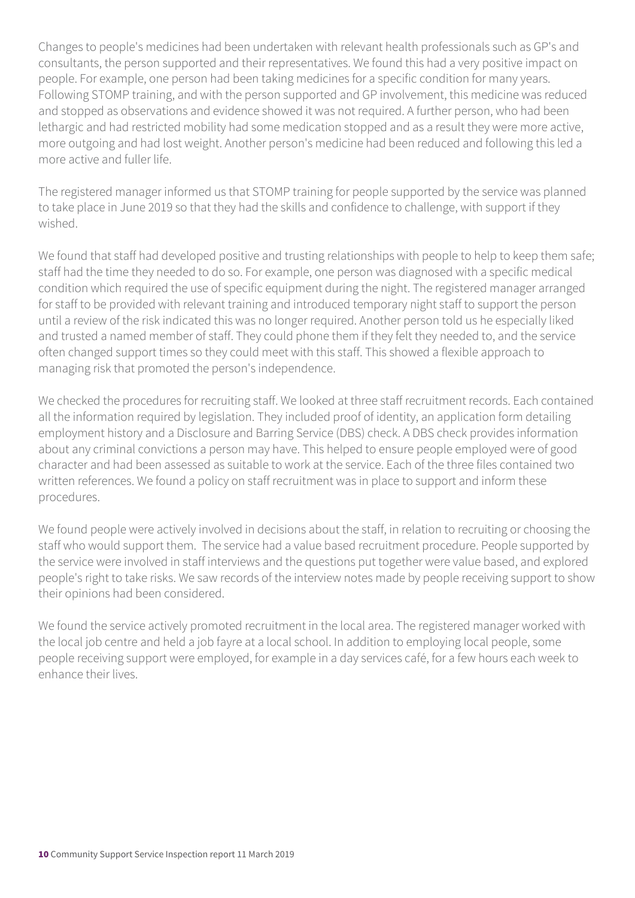Changes to people's medicines had been undertaken with relevant health professionals such as GP's and consultants, the person supported and their representatives. We found this had a very positive impact on people. For example, one person had been taking medicines for a specific condition for many years. Following STOMP training, and with the person supported and GP involvement, this medicine was reduced and stopped as observations and evidence showed it was not required. A further person, who had been lethargic and had restricted mobility had some medication stopped and as a result they were more active, more outgoing and had lost weight. Another person's medicine had been reduced and following this led a more active and fuller life.

The registered manager informed us that STOMP training for people supported by the service was planned to take place in June 2019 so that they had the skills and confidence to challenge, with support if they wished.

We found that staff had developed positive and trusting relationships with people to help to keep them safe; staff had the time they needed to do so. For example, one person was diagnosed with a specific medical condition which required the use of specific equipment during the night. The registered manager arranged for staff to be provided with relevant training and introduced temporary night staff to support the person until a review of the risk indicated this was no longer required. Another person told us he especially liked and trusted a named member of staff. They could phone them if they felt they needed to, and the service often changed support times so they could meet with this staff. This showed a flexible approach to managing risk that promoted the person's independence.

We checked the procedures for recruiting staff. We looked at three staff recruitment records. Each contained all the information required by legislation. They included proof of identity, an application form detailing employment history and a Disclosure and Barring Service (DBS) check. A DBS check provides information about any criminal convictions a person may have. This helped to ensure people employed were of good character and had been assessed as suitable to work at the service. Each of the three files contained two written references. We found a policy on staff recruitment was in place to support and inform these procedures.

We found people were actively involved in decisions about the staff, in relation to recruiting or choosing the staff who would support them. The service had a value based recruitment procedure. People supported by the service were involved in staff interviews and the questions put together were value based, and explored people's right to take risks. We saw records of the interview notes made by people receiving support to show their opinions had been considered.

We found the service actively promoted recruitment in the local area. The registered manager worked with the local job centre and held a job fayre at a local school. In addition to employing local people, some people receiving support were employed, for example in a day services café, for a few hours each week to enhance their lives.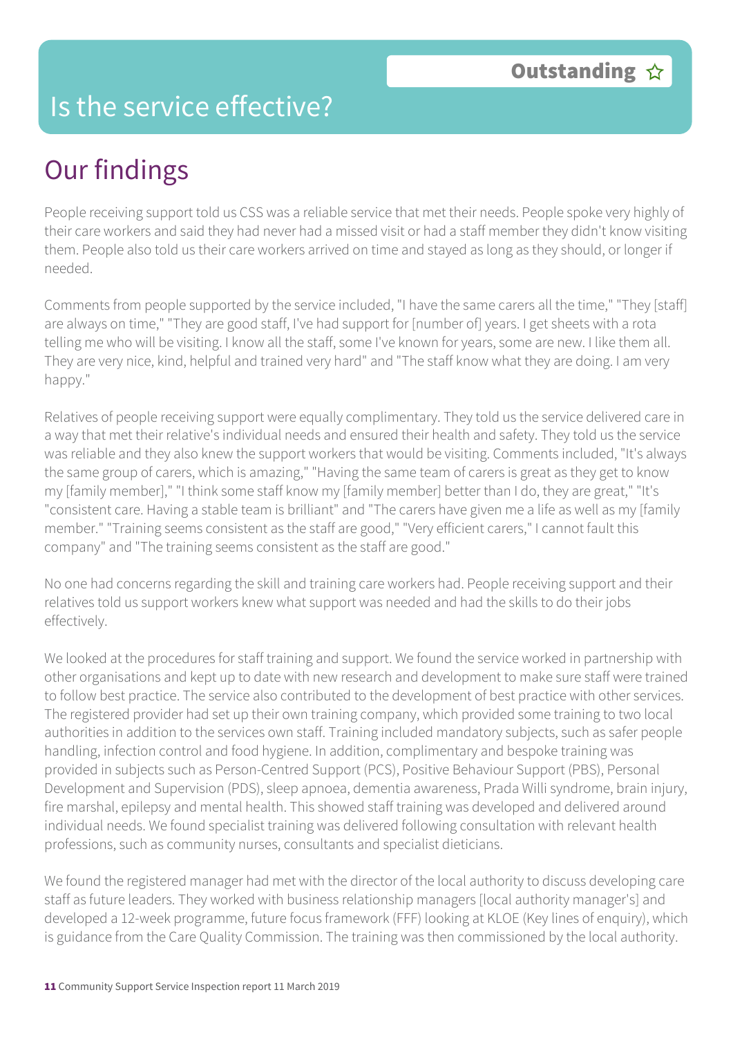# Is the service effective?

**Outstanding ☆**

## Our findings

People receiving support told us CSS was a reliable service that met their needs. People spoke very highly of their care workers and said they had never had a missed visit or had a staff member they didn't know visiting them. People also told us their care workers arrived on time and stayed as long as they should, or longer if needed.

Comments from people supported by the service included, "I have the same carers all the time," "They [staff] are always on time," "They are good staff, I've had support for [number of] years. I get sheets with a rota telling me who will be visiting. I know all the staff, some I've known for years, some are new. I like them all. They are very nice, kind, helpful and trained very hard" and "The staff know what they are doing. I am very happy."

Relatives of people receiving support were equally complimentary. They told us the service delivered care in a way that met their relative's individual needs and ensured their health and safety. They told us the service was reliable and they also knew the support workers that would be visiting. Comments included, "It's always the same group of carers, which is amazing," "Having the same team of carers is great as they get to know my [family member]," "I think some staff know my [family member] better than I do, they are great," "It's "consistent care. Having a stable team is brilliant" and "The carers have given me a life as well as my [family member." "Training seems consistent as the staff are good," "Very efficient carers," I cannot fault this company" and "The training seems consistent as the staff are good."

No one had concerns regarding the skill and training care workers had. People receiving support and their relatives told us support workers knew what support was needed and had the skills to do their jobs effectively.

We looked at the procedures for staff training and support. We found the service worked in partnership with other organisations and kept up to date with new research and development to make sure staff were trained to follow best practice. The service also contributed to the development of best practice with other services. The registered provider had set up their own training company, which provided some training to two local authorities in addition to the services own staff. Training included mandatory subjects, such as safer people handling, infection control and food hygiene. In addition, complimentary and bespoke training was provided in subjects such as Person-Centred Support (PCS), Positive Behaviour Support (PBS), Personal Development and Supervision (PDS), sleep apnoea, dementia awareness, Prada Willi syndrome, brain injury, fire marshal, epilepsy and mental health. This showed staff training was developed and delivered around individual needs. We found specialist training was delivered following consultation with relevant health professions, such as community nurses, consultants and specialist dieticians.

We found the registered manager had met with the director of the local authority to discuss developing care staff as future leaders. They worked with business relationship managers [local authority manager's] and developed a 12-week programme, future focus framework (FFF) looking at KLOE (Key lines of enquiry), which is guidance from the Care Quality Commission. The training was then commissioned by the local authority.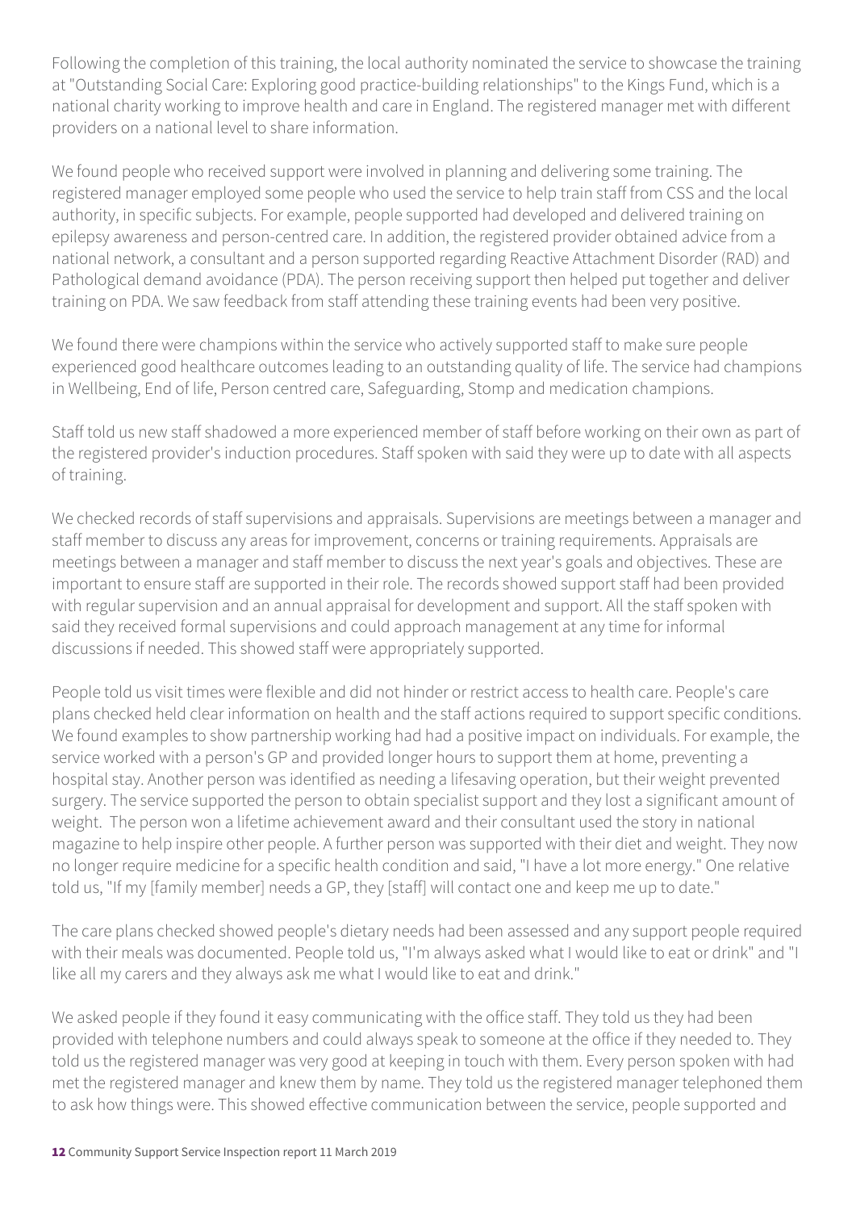Following the completion of this training, the local authority nominated the service to showcase the training at "Outstanding Social Care: Exploring good practice-building relationships" to the Kings Fund, which is a national charity working to improve health and care in England. The registered manager met with different providers on a national level to share information.

We found people who received support were involved in planning and delivering some training. The registered manager employed some people who used the service to help train staff from CSS and the local authority, in specific subjects. For example, people supported had developed and delivered training on epilepsy awareness and person-centred care. In addition, the registered provider obtained advice from a national network, a consultant and a person supported regarding Reactive Attachment Disorder (RAD) and Pathological demand avoidance (PDA). The person receiving support then helped put together and deliver training on PDA. We saw feedback from staff attending these training events had been very positive.

We found there were champions within the service who actively supported staff to make sure people experienced good healthcare outcomes leading to an outstanding quality of life. The service had champions in Wellbeing, End of life, Person centred care, Safeguarding, Stomp and medication champions.

Staff told us new staff shadowed a more experienced member of staff before working on their own as part of the registered provider's induction procedures. Staff spoken with said they were up to date with all aspects of training.

We checked records of staff supervisions and appraisals. Supervisions are meetings between a manager and staff member to discuss any areas for improvement, concerns or training requirements. Appraisals are meetings between a manager and staff member to discuss the next year's goals and objectives. These are important to ensure staff are supported in their role. The records showed support staff had been provided with regular supervision and an annual appraisal for development and support. All the staff spoken with said they received formal supervisions and could approach management at any time for informal discussions if needed. This showed staff were appropriately supported.

People told us visit times were flexible and did not hinder or restrict access to health care. People's care plans checked held clear information on health and the staff actions required to support specific conditions. We found examples to show partnership working had had a positive impact on individuals. For example, the service worked with a person's GP and provided longer hours to support them at home, preventing a hospital stay. Another person was identified as needing a lifesaving operation, but their weight prevented surgery. The service supported the person to obtain specialist support and they lost a significant amount of weight. The person won a lifetime achievement award and their consultant used the story in national magazine to help inspire other people. A further person was supported with their diet and weight. They now no longer require medicine for a specific health condition and said, "I have a lot more energy." One relative told us, "If my [family member] needs a GP, they [staff] will contact one and keep me up to date."

The care plans checked showed people's dietary needs had been assessed and any support people required with their meals was documented. People told us, "I'm always asked what I would like to eat or drink" and "I like all my carers and they always ask me what I would like to eat and drink."

We asked people if they found it easy communicating with the office staff. They told us they had been provided with telephone numbers and could always speak to someone at the office if they needed to. They told us the registered manager was very good at keeping in touch with them. Every person spoken with had met the registered manager and knew them by name. They told us the registered manager telephoned them to ask how things were. This showed effective communication between the service, people supported and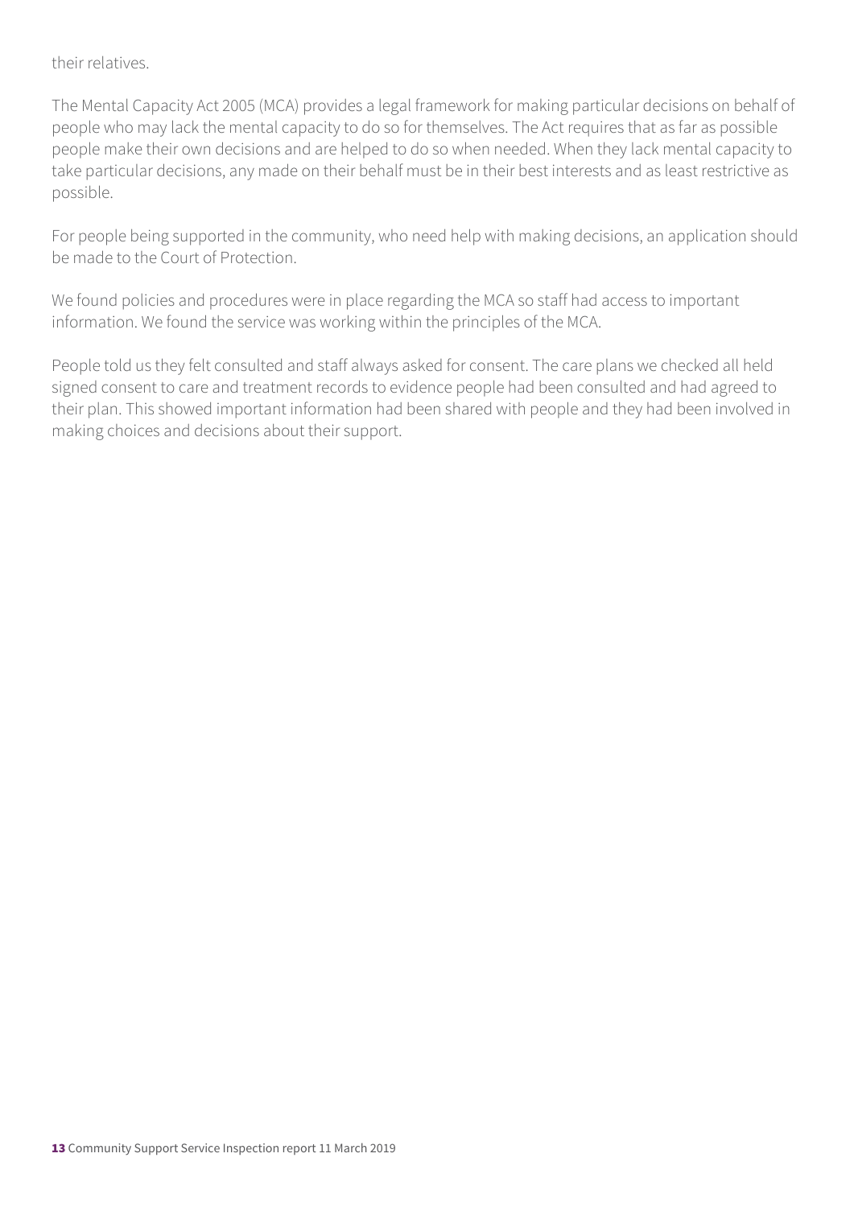their relatives.

The Mental Capacity Act 2005 (MCA) provides a legal framework for making particular decisions on behalf of people who may lack the mental capacity to do so for themselves. The Act requires that as far as possible people make their own decisions and are helped to do so when needed. When they lack mental capacity to take particular decisions, any made on their behalf must be in their best interests and as least restrictive as possible.

For people being supported in the community, who need help with making decisions, an application should be made to the Court of Protection.

We found policies and procedures were in place regarding the MCA so staff had access to important information. We found the service was working within the principles of the MCA.

People told us they felt consulted and staff always asked for consent. The care plans we checked all held signed consent to care and treatment records to evidence people had been consulted and had agreed to their plan. This showed important information had been shared with people and they had been involved in making choices and decisions about their support.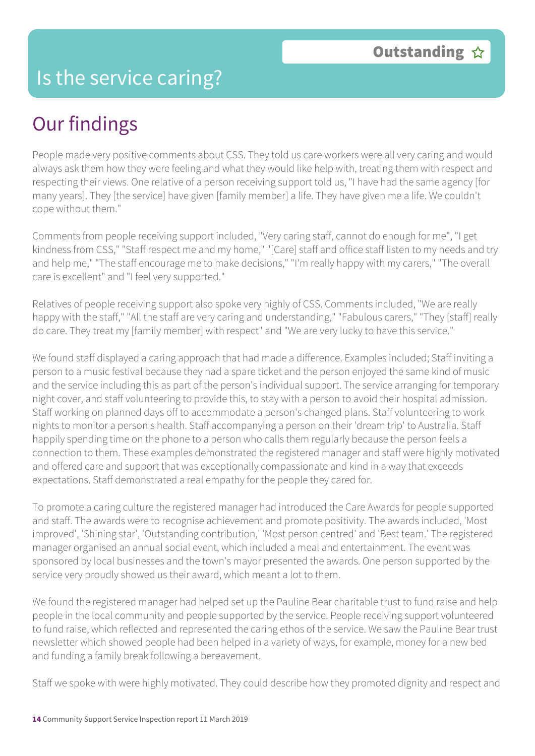# Is the service caring?

**Outstanding ☆**

## Our findings

People made very positive comments about CSS. They told us care workers were all very caring and would always ask them how they were feeling and what they would like help with, treating them with respect and respecting their views. One relative of a person receiving support told us, "I have had the same agency [for many years]. They [the service] have given [family member] a life. They have given me a life. We couldn't cope without them."

Comments from people receiving support included, "Very caring staff, cannot do enough for me", "I get kindness from CSS," "Staff respect me and my home," "[Care] staff and office staff listen to my needs and try and help me," "The staff encourage me to make decisions," "I'm really happy with my carers," "The overall care is excellent" and "I feel very supported."

Relatives of people receiving support also spoke very highly of CSS. Comments included, "We are really happy with the staff," "All the staff are very caring and understanding," "Fabulous carers," "They [staff] really do care. They treat my [family member] with respect" and "We are very lucky to have this service."

We found staff displayed a caring approach that had made a difference. Examples included; Staff inviting a person to a music festival because they had a spare ticket and the person enjoyed the same kind of music and the service including this as part of the person's individual support. The service arranging for temporary night cover, and staff volunteering to provide this, to stay with a person to avoid their hospital admission. Staff working on planned days off to accommodate a person's changed plans. Staff volunteering to work nights to monitor a person's health. Staff accompanying a person on their 'dream trip' to Australia. Staff happily spending time on the phone to a person who calls them regularly because the person feels a connection to them. These examples demonstrated the registered manager and staff were highly motivated and offered care and support that was exceptionally compassionate and kind in a way that exceeds expectations. Staff demonstrated a real empathy for the people they cared for.

To promote a caring culture the registered manager had introduced the Care Awards for people supported and staff. The awards were to recognise achievement and promote positivity. The awards included, 'Most improved', 'Shining star', 'Outstanding contribution,' 'Most person centred' and 'Best team.' The registered manager organised an annual social event, which included a meal and entertainment. The event was sponsored by local businesses and the town's mayor presented the awards. One person supported by the service very proudly showed us their award, which meant a lot to them.

We found the registered manager had helped set up the Pauline Bear charitable trust to fund raise and help people in the local community and people supported by the service. People receiving support volunteered to fund raise, which reflected and represented the caring ethos of the service. We saw the Pauline Bear trust newsletter which showed people had been helped in a variety of ways, for example, money for a new bed and funding a family break following a bereavement.

Staff we spoke with were highly motivated. They could describe how they promoted dignity and respect and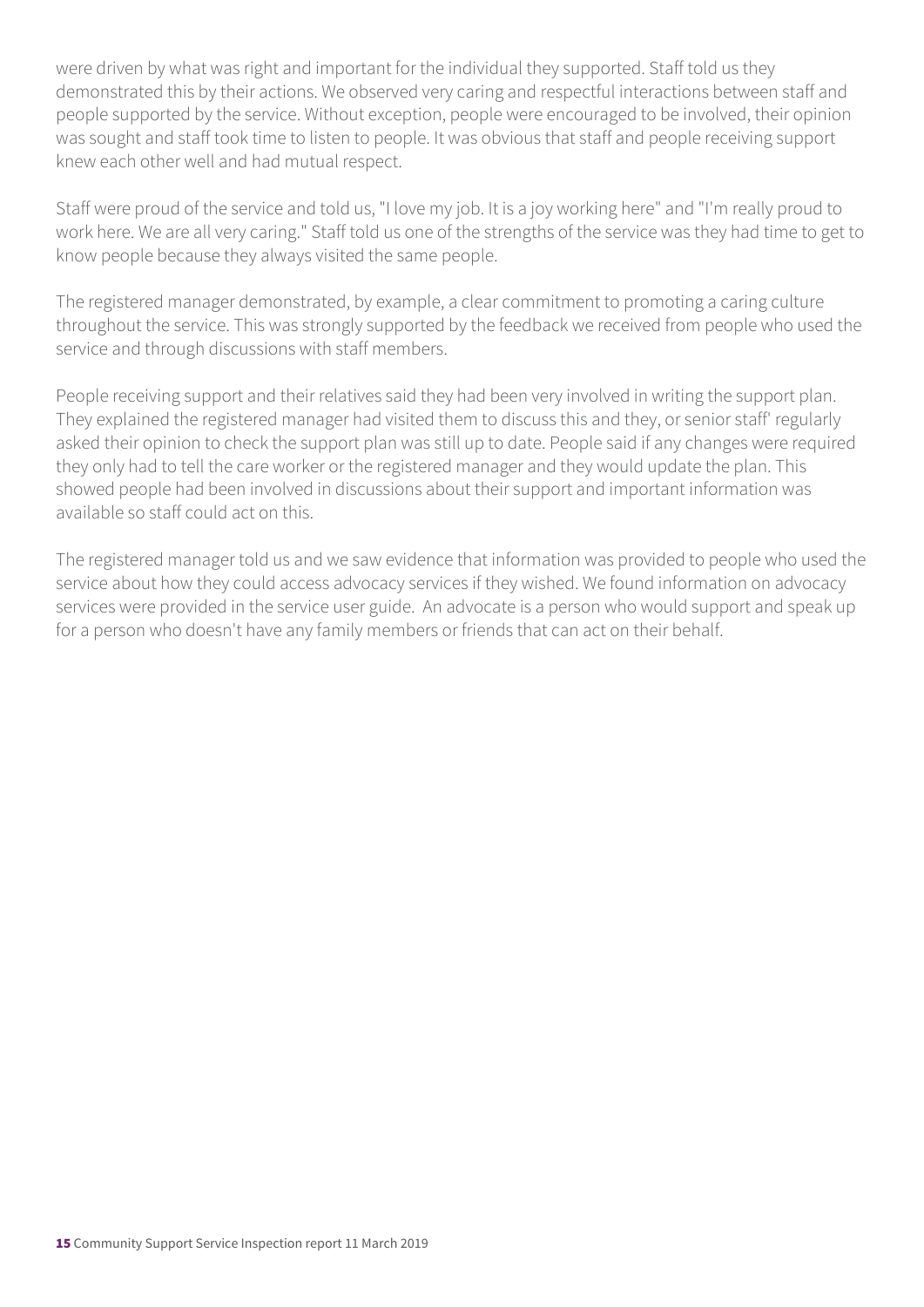were driven by what was right and important for the individual they supported. Staff told us they demonstrated this by their actions. We observed very caring and respectful interactions between staff and people supported by the service. Without exception, people were encouraged to be involved, their opinion was sought and staff took time to listen to people. It was obvious that staff and people receiving support knew each other well and had mutual respect.

Staff were proud of the service and told us, "I love my job. It is a joy working here" and "I'm really proud to work here. We are all very caring." Staff told us one of the strengths of the service was they had time to get to know people because they always visited the same people.

The registered manager demonstrated, by example, a clear commitment to promoting a caring culture throughout the service. This was strongly supported by the feedback we received from people who used the service and through discussions with staff members.

People receiving support and their relatives said they had been very involved in writing the support plan. They explained the registered manager had visited them to discuss this and they, or senior staff' regularly asked their opinion to check the support plan was still up to date. People said if any changes were required they only had to tell the care worker or the registered manager and they would update the plan. This showed people had been involved in discussions about their support and important information was available so staff could act on this.

The registered manager told us and we saw evidence that information was provided to people who used the service about how they could access advocacy services if they wished. We found information on advocacy services were provided in the service user guide. An advocate is a person who would support and speak up for a person who doesn't have any family members or friends that can act on their behalf.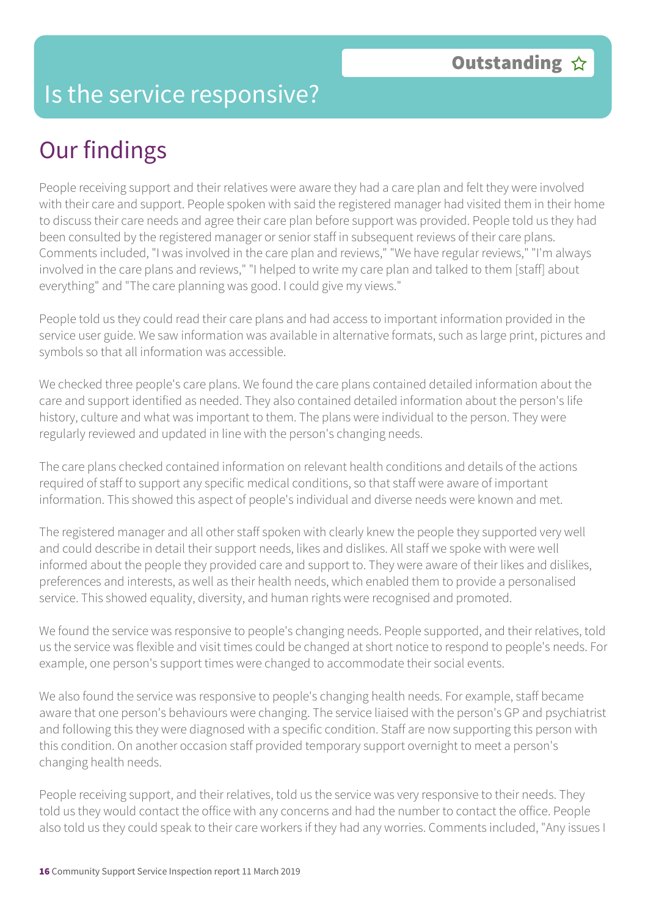# Is the service responsive?

**Outstanding ☆**

## Our findings

People receiving support and their relatives were aware they had a care plan and felt they were involved with their care and support. People spoken with said the registered manager had visited them in their home to discuss their care needs and agree their care plan before support was provided. People told us they had been consulted by the registered manager or senior staff in subsequent reviews of their care plans. Comments included, "I was involved in the care plan and reviews," "We have regular reviews," "I'm always involved in the care plans and reviews," "I helped to write my care plan and talked to them [staff] about everything" and "The care planning was good. I could give my views."

People told us they could read their care plans and had access to important information provided in the service user guide. We saw information was available in alternative formats, such as large print, pictures and symbols so that all information was accessible.

We checked three people's care plans. We found the care plans contained detailed information about the care and support identified as needed. They also contained detailed information about the person's life history, culture and what was important to them. The plans were individual to the person. They were regularly reviewed and updated in line with the person's changing needs.

The care plans checked contained information on relevant health conditions and details of the actions required of staff to support any specific medical conditions, so that staff were aware of important information. This showed this aspect of people's individual and diverse needs were known and met.

The registered manager and all other staff spoken with clearly knew the people they supported very well and could describe in detail their support needs, likes and dislikes. All staff we spoke with were well informed about the people they provided care and support to. They were aware of their likes and dislikes, preferences and interests, as well as their health needs, which enabled them to provide a personalised service. This showed equality, diversity, and human rights were recognised and promoted.

We found the service was responsive to people's changing needs. People supported, and their relatives, told us the service was flexible and visit times could be changed at short notice to respond to people's needs. For example, one person's support times were changed to accommodate their social events.

We also found the service was responsive to people's changing health needs. For example, staff became aware that one person's behaviours were changing. The service liaised with the person's GP and psychiatrist and following this they were diagnosed with a specific condition. Staff are now supporting this person with this condition. On another occasion staff provided temporary support overnight to meet a person's changing health needs.

People receiving support, and their relatives, told us the service was very responsive to their needs. They told us they would contact the office with any concerns and had the number to contact the office. People also told us they could speak to their care workers if they had any worries. Comments included, "Any issues I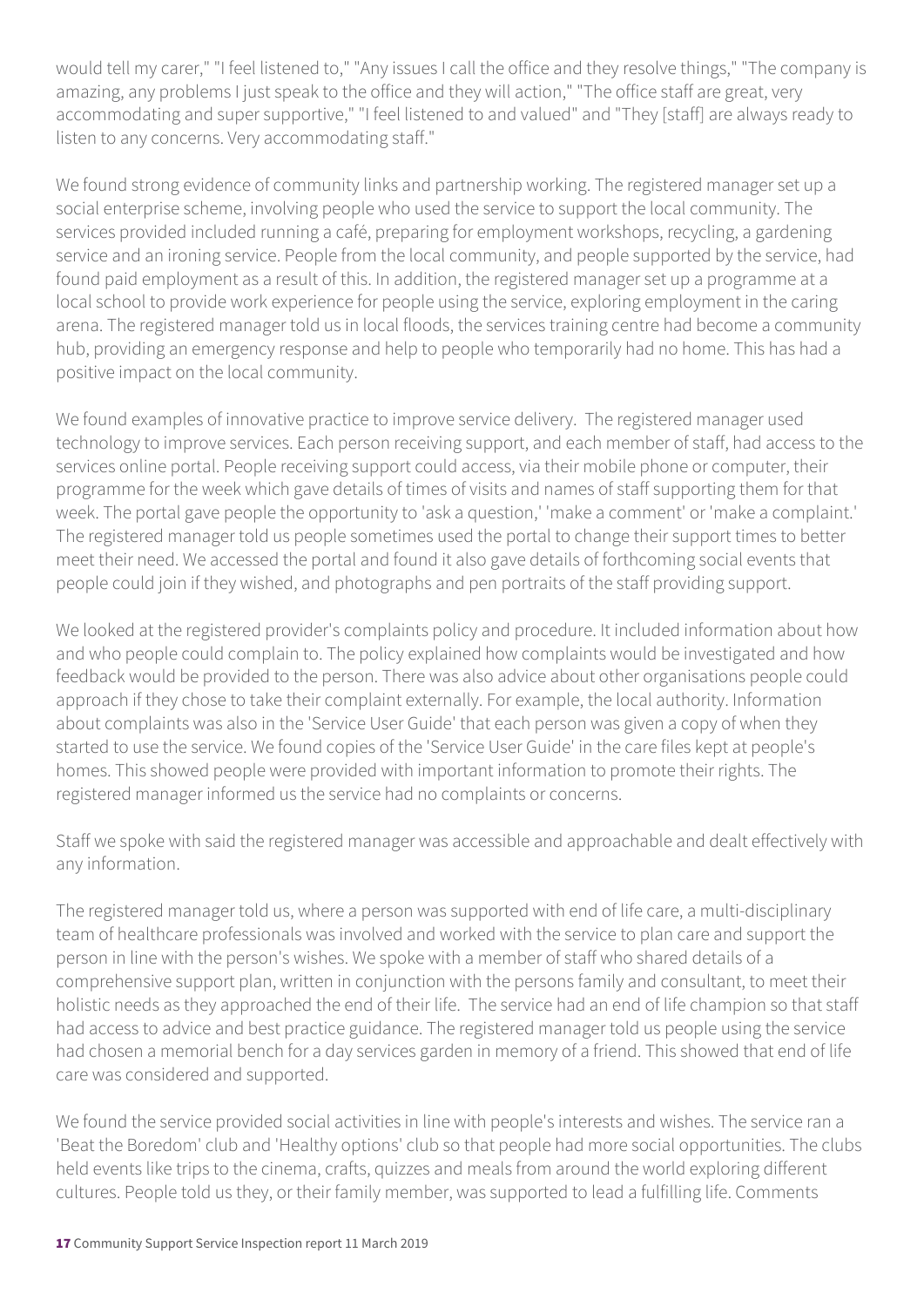would tell my carer," "I feel listened to," "Any issues I call the office and they resolve things," "The company is amazing, any problems I just speak to the office and they will action," "The office staff are great, very accommodating and super supportive," "I feel listened to and valued" and "They [staff] are always ready to listen to any concerns. Very accommodating staff."

We found strong evidence of community links and partnership working. The registered manager set up a social enterprise scheme, involving people who used the service to support the local community. The services provided included running a café, preparing for employment workshops, recycling, a gardening service and an ironing service. People from the local community, and people supported by the service, had found paid employment as a result of this. In addition, the registered manager set up a programme at a local school to provide work experience for people using the service, exploring employment in the caring arena. The registered manager told us in local floods, the services training centre had become a community hub, providing an emergency response and help to people who temporarily had no home. This has had a positive impact on the local community.

We found examples of innovative practice to improve service delivery. The registered manager used technology to improve services. Each person receiving support, and each member of staff, had access to the services online portal. People receiving support could access, via their mobile phone or computer, their programme for the week which gave details of times of visits and names of staff supporting them for that week. The portal gave people the opportunity to 'ask a question,' 'make a comment' or 'make a complaint.' The registered manager told us people sometimes used the portal to change their support times to better meet their need. We accessed the portal and found it also gave details of forthcoming social events that people could join if they wished, and photographs and pen portraits of the staff providing support.

We looked at the registered provider's complaints policy and procedure. It included information about how and who people could complain to. The policy explained how complaints would be investigated and how feedback would be provided to the person. There was also advice about other organisations people could approach if they chose to take their complaint externally. For example, the local authority. Information about complaints was also in the 'Service User Guide' that each person was given a copy of when they started to use the service. We found copies of the 'Service User Guide' in the care files kept at people's homes. This showed people were provided with important information to promote their rights. The registered manager informed us the service had no complaints or concerns.

Staff we spoke with said the registered manager was accessible and approachable and dealt effectively with any information.

The registered manager told us, where a person was supported with end of life care, a multi-disciplinary team of healthcare professionals was involved and worked with the service to plan care and support the person in line with the person's wishes. We spoke with a member of staff who shared details of a comprehensive support plan, written in conjunction with the persons family and consultant, to meet their holistic needs as they approached the end of their life. The service had an end of life champion so that staff had access to advice and best practice guidance. The registered manager told us people using the service had chosen a memorial bench for a day services garden in memory of a friend. This showed that end of life care was considered and supported.

We found the service provided social activities in line with people's interests and wishes. The service ran a 'Beat the Boredom' club and 'Healthy options' club so that people had more social opportunities. The clubs held events like trips to the cinema, crafts, quizzes and meals from around the world exploring different cultures. People told us they, or their family member, was supported to lead a fulfilling life. Comments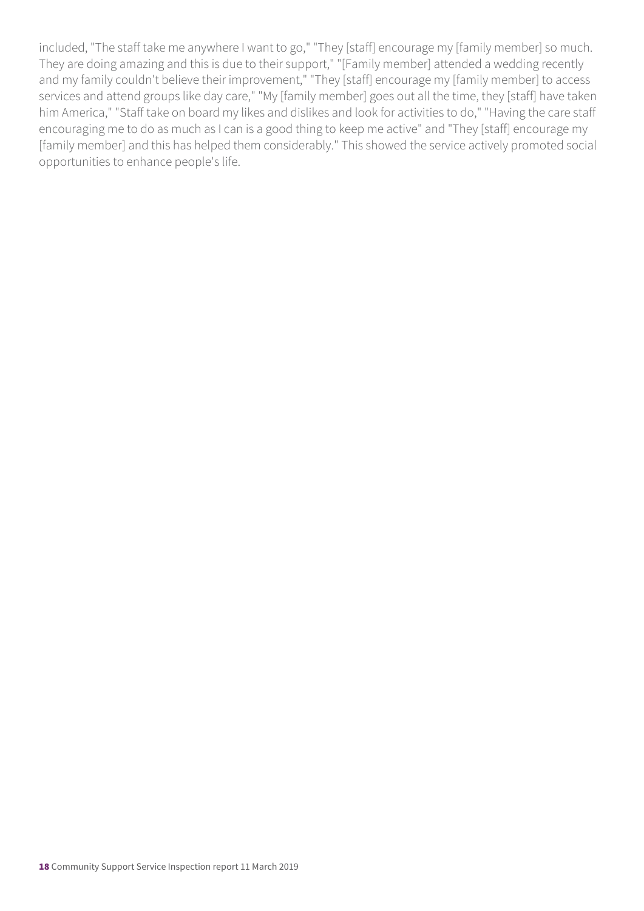included, "The staff take me anywhere I want to go," "They [staff] encourage my [family member] so much. They are doing amazing and this is due to their support," "[Family member] attended a wedding recently and my family couldn't believe their improvement," "They [staff] encourage my [family member] to access services and attend groups like day care," "My [family member] goes out all the time, they [staff] have taken him America," "Staff take on board my likes and dislikes and look for activities to do," "Having the care staff encouraging me to do as much as I can is a good thing to keep me active" and "They [staff] encourage my [family member] and this has helped them considerably." This showed the service actively promoted social opportunities to enhance people's life.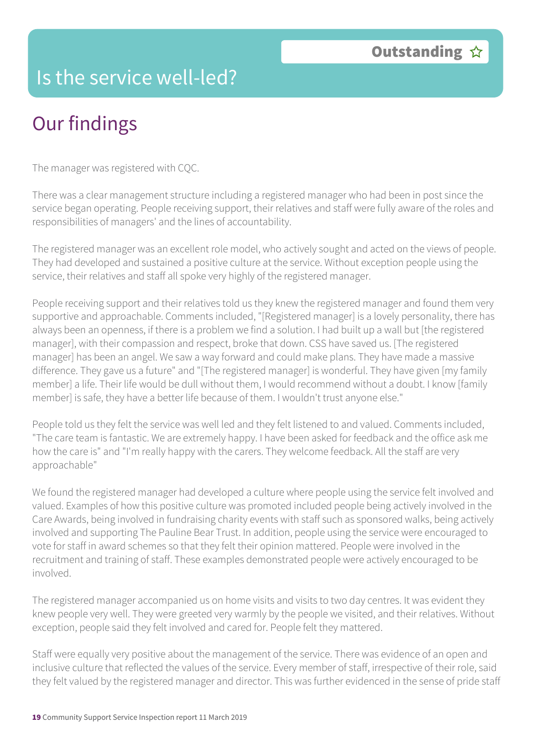# Is the service well-led?

**Outstanding** ☆

## Our findings

The manager was registered with CQC.

There was a clear management structure including a registered manager who had been in post since the service began operating. People receiving support, their relatives and staff were fully aware of the roles and responsibilities of managers' and the lines of accountability.

The registered manager was an excellent role model, who actively sought and acted on the views of people. They had developed and sustained a positive culture at the service. Without exception people using the service, their relatives and staff all spoke very highly of the registered manager.

People receiving support and their relatives told us they knew the registered manager and found them very supportive and approachable. Comments included, "[Registered manager] is a lovely personality, there has always been an openness, if there is a problem we find a solution. I had built up a wall but [the registered manager], with their compassion and respect, broke that down. CSS have saved us. [The registered manager] has been an angel. We saw a way forward and could make plans. They have made a massive difference. They gave us a future" and "[The registered manager] is wonderful. They have given [my family member] a life. Their life would be dull without them, I would recommend without a doubt. I know [family member] is safe, they have a better life because of them. I wouldn't trust anyone else."

People told us they felt the service was well led and they felt listened to and valued. Comments included, "The care team is fantastic. We are extremely happy. I have been asked for feedback and the office ask me how the care is" and "I'm really happy with the carers. They welcome feedback. All the staff are very approachable"

We found the registered manager had developed a culture where people using the service felt involved and valued. Examples of how this positive culture was promoted included people being actively involved in the Care Awards, being involved in fundraising charity events with staff such as sponsored walks, being actively involved and supporting The Pauline Bear Trust. In addition, people using the service were encouraged to vote for staff in award schemes so that they felt their opinion mattered. People were involved in the recruitment and training of staff. These examples demonstrated people were actively encouraged to be involved.

The registered manager accompanied us on home visits and visits to two day centres. It was evident they knew people very well. They were greeted very warmly by the people we visited, and their relatives. Without exception, people said they felt involved and cared for. People felt they mattered.

Staff were equally very positive about the management of the service. There was evidence of an open and inclusive culture that reflected the values of the service. Every member of staff, irrespective of their role, said they felt valued by the registered manager and director. This was further evidenced in the sense of pride staff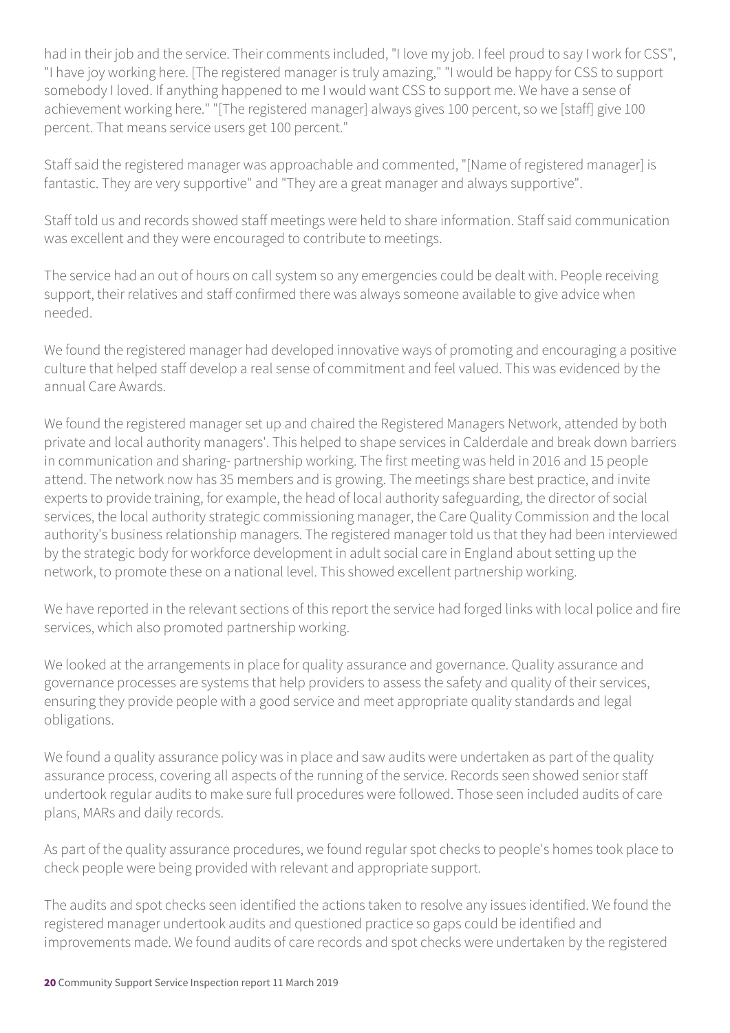had in their job and the service. Their comments included, "I love my job. I feel proud to say I work for CSS", "I have joy working here. [The registered manager is truly amazing," "I would be happy for CSS to support somebody I loved. If anything happened to me I would want CSS to support me. We have a sense of achievement working here." "[The registered manager] always gives 100 percent, so we [staff] give 100 percent. That means service users get 100 percent."

Staff said the registered manager was approachable and commented, "[Name of registered manager] is fantastic. They are very supportive" and "They are a great manager and always supportive".

Staff told us and records showed staff meetings were held to share information. Staff said communication was excellent and they were encouraged to contribute to meetings.

The service had an out of hours on call system so any emergencies could be dealt with. People receiving support, their relatives and staff confirmed there was always someone available to give advice when needed.

We found the registered manager had developed innovative ways of promoting and encouraging a positive culture that helped staff develop a real sense of commitment and feel valued. This was evidenced by the annual Care Awards.

We found the registered manager set up and chaired the Registered Managers Network, attended by both private and local authority managers'. This helped to shape services in Calderdale and break down barriers in communication and sharing- partnership working. The first meeting was held in 2016 and 15 people attend. The network now has 35 members and is growing. The meetings share best practice, and invite experts to provide training, for example, the head of local authority safeguarding, the director of social services, the local authority strategic commissioning manager, the Care Quality Commission and the local authority's business relationship managers. The registered manager told us that they had been interviewed by the strategic body for workforce development in adult social care in England about setting up the network, to promote these on a national level. This showed excellent partnership working.

We have reported in the relevant sections of this report the service had forged links with local police and fire services, which also promoted partnership working.

We looked at the arrangements in place for quality assurance and governance. Quality assurance and governance processes are systems that help providers to assess the safety and quality of their services, ensuring they provide people with a good service and meet appropriate quality standards and legal obligations.

We found a quality assurance policy was in place and saw audits were undertaken as part of the quality assurance process, covering all aspects of the running of the service. Records seen showed senior staff undertook regular audits to make sure full procedures were followed. Those seen included audits of care plans, MARs and daily records.

As part of the quality assurance procedures, we found regular spot checks to people's homes took place to check people were being provided with relevant and appropriate support.

The audits and spot checks seen identified the actions taken to resolve any issues identified. We found the registered manager undertook audits and questioned practice so gaps could be identified and improvements made. We found audits of care records and spot checks were undertaken by the registered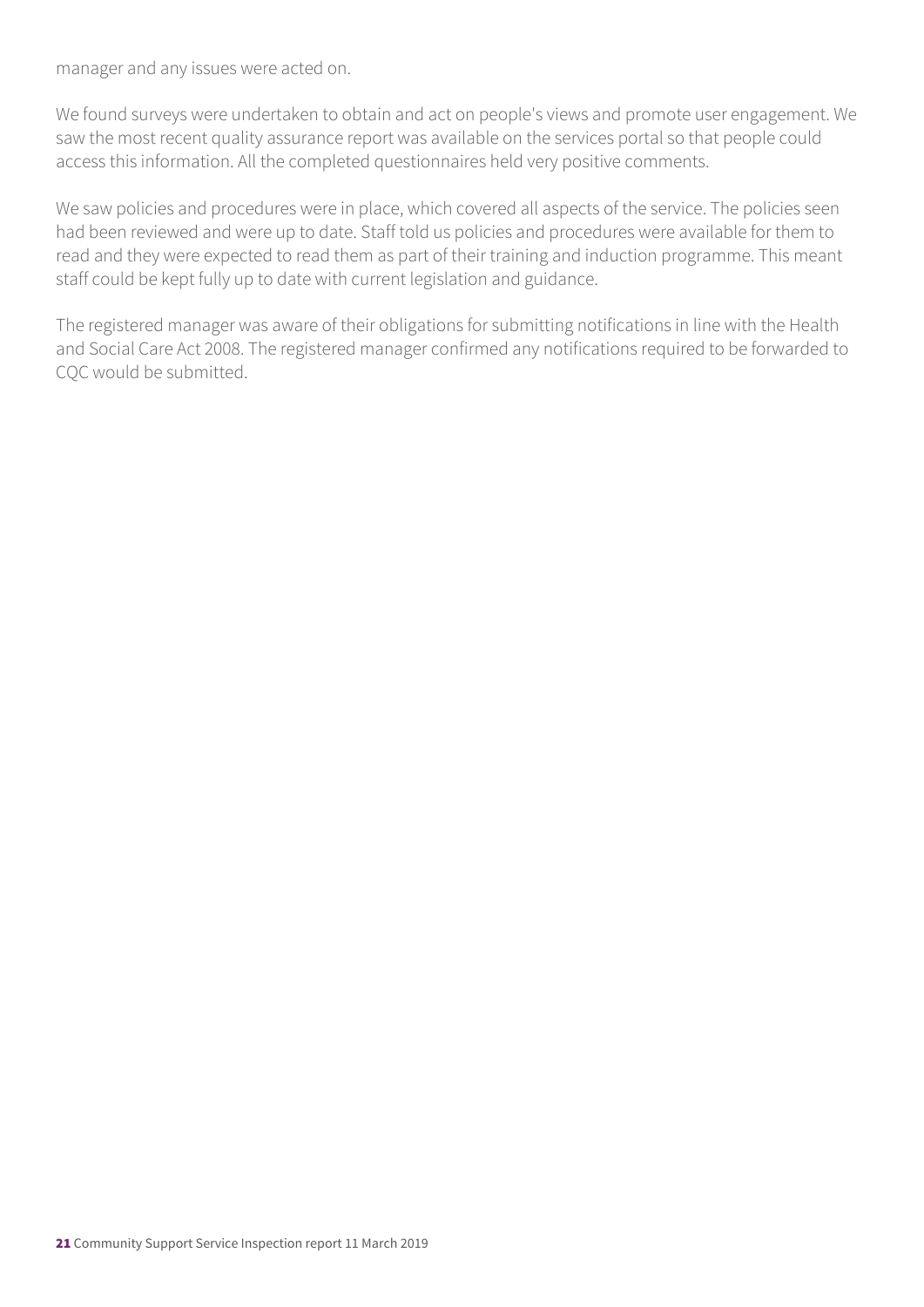manager and any issues were acted on.

We found surveys were undertaken to obtain and act on people's views and promote user engagement. We saw the most recent quality assurance report was available on the services portal so that people could access this information. All the completed questionnaires held very positive comments.

We saw policies and procedures were in place, which covered all aspects of the service. The policies seen had been reviewed and were up to date. Staff told us policies and procedures were available for them to read and they were expected to read them as part of their training and induction programme. This meant staff could be kept fully up to date with current legislation and guidance.

The registered manager was aware of their obligations for submitting notifications in line with the Health and Social Care Act 2008. The registered manager confirmed any notifications required to be forwarded to CQC would be submitted.